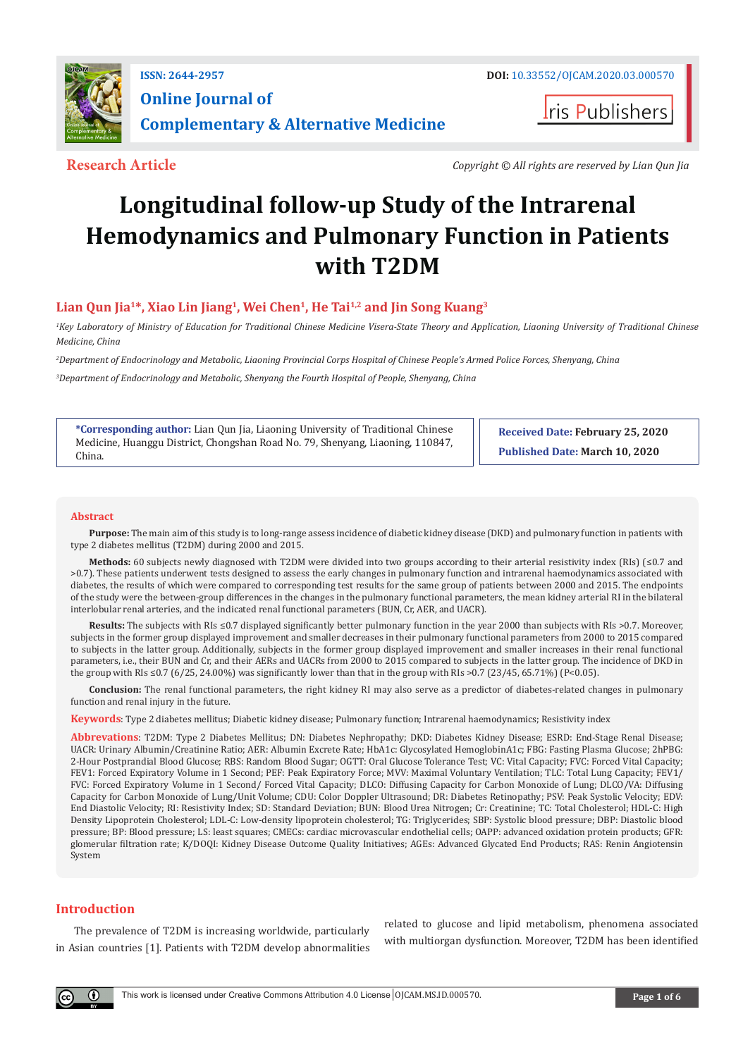ISSN: 2644-2957

# Online Journal of Complementary & Alternative Medicine

DOI: 10.33552/OJCAM.2020.03.000570

Iris Publishers

**Research Article**

*Copyright © All rights are reserved by Lian Qun Jia*

# Longitudinal follow-up Study of the Intrarenal Hemodynamics and Pulmonary Function in Patients with T2DM

**Lian Qun Jia[1]*, Xiao Lin Jiang[1], Wei Chen[1], He Tai[1,2] and Jin Song Kuang[3]**

*[1]Key Laboratory of Ministry of Education for Traditional Chinese Medicine Visera-State Theory and Application, Liaoning University of Traditional Chinese Medicine, China*

*[2]Department of Endocrinology and Metabolic, Liaoning Provincial Corps Hospital of Chinese People's Armed Police Forces, Shenyang, China*

*[3]Department of Endocrinology and Metabolic, Shenyang the Fourth Hospital of People, Shenyang, China*

**\*Corresponding author:** Lian Qun Jia, Liaoning University of Traditional Chinese Medicine, Huanggu District, Chongshan Road No. 79, Shenyang, Liaoning, 110847, China.

**Received Date: February 25, 2020**

**Published Date: March 10, 2020**

## Abstract

**Purpose:** The main aim of this study is to long-range assess incidence of diabetic kidney disease (DKD) and pulmonary function in patients with type 2 diabetes mellitus (T2DM) during 2000 and 2015.

**Methods:** 60 subjects newly diagnosed with T2DM were divided into two groups according to their arterial resistivity index (RIs) (≤0.7 and >0.7). These patients underwent tests designed to assess the early changes in pulmonary function and intrarenal haemodynamics associated with diabetes, the results of which were compared to corresponding test results for the same group of patients between 2000 and 2015. The endpoints of the study were the between-group differences in the changes in the pulmonary functional parameters, the mean kidney arterial RI in the bilateral interlobular renal arteries, and the indicated renal functional parameters (BUN, Cr, AER, and UACR).

**Results:** The subjects with RIs ≤0.7 displayed significantly better pulmonary function in the year 2000 than subjects with RIs >0.7. Moreover, subjects in the former group displayed improvement and smaller decreases in their pulmonary functional parameters from 2000 to 2015 compared to subjects in the latter group. Additionally, subjects in the former group displayed improvement and smaller increases in their renal functional parameters, i.e., their BUN and Cr, and their AERs and UACRs from 2000 to 2015 compared to subjects in the latter group. The incidence of DKD in the group with RIs ≤0.7 (6/25, 24.00%) was significantly lower than that in the group with RIs >0.7 (23/45, 65.71%) ($P<0.05$).

**Conclusion:** The renal functional parameters, the right kidney RI may also serve as a predictor of diabetes-related changes in pulmonary function and renal injury in the future.

**Keywords**: Type 2 diabetes mellitus; Diabetic kidney disease; Pulmonary function; Intrarenal haemodynamics; Resistivity index

**Abbrevations**: T2DM: Type 2 Diabetes Mellitus; DN: Diabetes Nephropathy; DKD: Diabetes Kidney Disease; ESRD: End-Stage Renal Disease; UACR: Urinary Albumin/Creatinine Ratio; AER: Albumin Excrete Rate; HbA1c: Glycosylated HemoglobinA1c; FBG: Fasting Plasma Glucose; 2hPBG: 2-Hour Postprandial Blood Glucose; RBS: Random Blood Sugar; OGTT: Oral Glucose Tolerance Test; VC: Vital Capacity; FVC: Forced Vital Capacity; FEV1: Forced Expiratory Volume in 1 Second; PEF: Peak Expiratory Force; MVV: Maximal Voluntary Ventilation; TLC: Total Lung Capacity; FEV1/FVC: Forced Expiratory Volume in 1 Second/ Forced Vital Capacity; DLCO: Diffusing Capacity for Carbon Monoxide of Lung; DLCO/VA: Diffusing Capacity for Carbon Monoxide of Lung/Unit Volume; CDU: Color Doppler Ultrasound; DR: Diabetes Retinopathy; PSV: Peak Systolic Velocity; EDV: End Diastolic Velocity; RI: Resistivity Index; SD: Standard Deviation; BUN: Blood Urea Nitrogen; Cr: Creatinine; TC: Total Cholesterol; HDL-C: High Density Lipoprotein Cholesterol; LDL-C: Low-density lipoprotein cholesterol; TG: Triglycerides; SBP: Systolic blood pressure; DBP: Diastolic blood pressure; BP: Blood pressure; LS: least squares; CMECs: cardiac microvascular endothelial cells; OAPP: advanced oxidation protein products; GFR: glomerular filtration rate; K/DOQI: Kidney Disease Outcome Quality Initiatives; AGEs: Advanced Glycated End Products; RAS: Renin Angiotensin System

## Introduction

The prevalence of T2DM is increasing worldwide, particularly in Asian countries [1]. Patients with T2DM develop abnormalities related to glucose and lipid metabolism, phenomena associated with multiorgan dysfunction. Moreover, T2DM has been identified

This work is licensed under Creative Commons Attribution 4.0 License OJCAM.MS.ID.000570.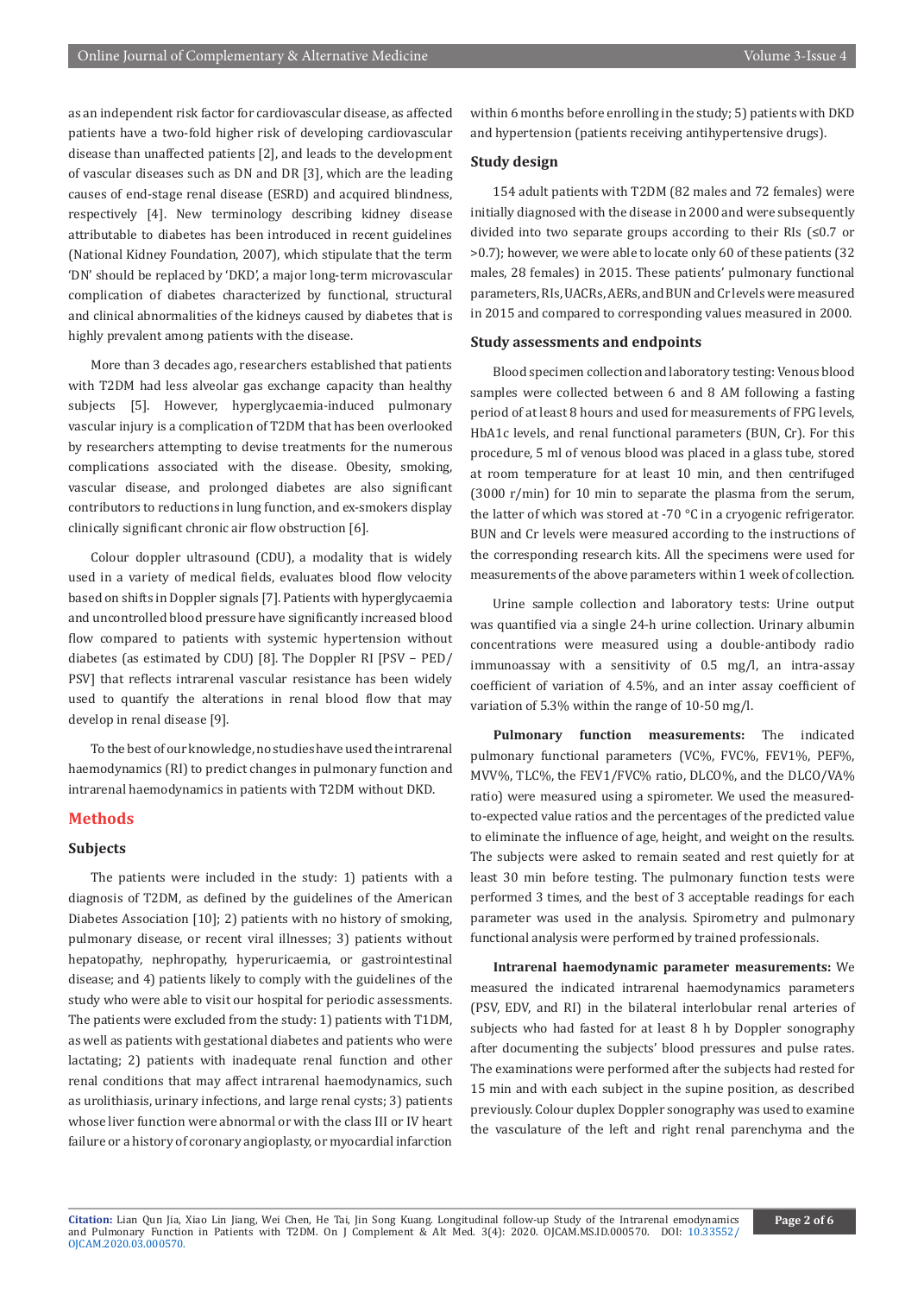as an independent risk factor for cardiovascular disease, as affected patients have a two-fold higher risk of developing cardiovascular disease than unaffected patients [2], and leads to the development of vascular diseases such as DN and DR [3], which are the leading causes of end-stage renal disease (ESRD) and acquired blindness, respectively [4]. New terminology describing kidney disease attributable to diabetes has been introduced in recent guidelines (National Kidney Foundation, 2007), which stipulate that the term 'DN' should be replaced by 'DKD', a major long-term microvascular complication of diabetes characterized by functional, structural and clinical abnormalities of the kidneys caused by diabetes that is highly prevalent among patients with the disease.

More than 3 decades ago, researchers established that patients with T2DM had less alveolar gas exchange capacity than healthy subjects [5]. However, hyperglycaemia-induced pulmonary vascular injury is a complication of T2DM that has been overlooked by researchers attempting to devise treatments for the numerous complications associated with the disease. Obesity, smoking, vascular disease, and prolonged diabetes are also significant contributors to reductions in lung function, and ex-smokers display clinically significant chronic air flow obstruction [6].

Colour doppler ultrasound (CDU), a modality that is widely used in a variety of medical fields, evaluates blood flow velocity based on shifts in Doppler signals [7]. Patients with hyperglycaemia and uncontrolled blood pressure have significantly increased blood flow compared to patients with systemic hypertension without diabetes (as estimated by CDU) [8]. The Doppler RI [PSV – PED/PSV] that reflects intrarenal vascular resistance has been widely used to quantify the alterations in renal blood flow that may develop in renal disease [9].

To the best of our knowledge, no studies have used the intrarenal haemodynamics (RI) to predict changes in pulmonary function and intrarenal haemodynamics in patients with T2DM without DKD.

## Methods

### Subjects

The patients were included in the study: 1) patients with a diagnosis of T2DM, as defined by the guidelines of the American Diabetes Association [10]; 2) patients with no history of smoking, pulmonary disease, or recent viral illnesses; 3) patients without hepatopathy, nephropathy, hyperuricaemia, or gastrointestinal disease; and 4) patients likely to comply with the guidelines of the study who were able to visit our hospital for periodic assessments. The patients were excluded from the study: 1) patients with T1DM, as well as patients with gestational diabetes and patients who were lactating; 2) patients with inadequate renal function and other renal conditions that may affect intrarenal haemodynamics, such as urolithiasis, urinary infections, and large renal cysts; 3) patients whose liver function were abnormal or with the class III or IV heart failure or a history of coronary angioplasty, or myocardial infarction within 6 months before enrolling in the study; 5) patients with DKD and hypertension (patients receiving antihypertensive drugs).

### Study design

154 adult patients with T2DM (82 males and 72 females) were initially diagnosed with the disease in 2000 and were subsequently divided into two separate groups according to their RIs (≤0.7 or >0.7); however, we were able to locate only 60 of these patients (32 males, 28 females) in 2015. These patients' pulmonary functional parameters, RIs, UACRs, AERs, and BUN and Cr levels were measured in 2015 and compared to corresponding values measured in 2000.

### Study assessments and endpoints

Blood specimen collection and laboratory testing: Venous blood samples were collected between 6 and 8 AM following a fasting period of at least 8 hours and used for measurements of FPG levels, HbA1c levels, and renal functional parameters (BUN, Cr). For this procedure, 5 ml of venous blood was placed in a glass tube, stored at room temperature for at least 10 min, and then centrifuged (3000 r/min) for 10 min to separate the plasma from the serum, the latter of which was stored at -70 °C in a cryogenic refrigerator. BUN and Cr levels were measured according to the instructions of the corresponding research kits. All the specimens were used for measurements of the above parameters within 1 week of collection.

Urine sample collection and laboratory tests: Urine output was quantified via a single 24-h urine collection. Urinary albumin concentrations were measured using a double-antibody radio immunoassay with a sensitivity of 0.5 mg/l, an intra-assay coefficient of variation of 4.5%, and an inter assay coefficient of variation of 5.3% within the range of 10-50 mg/l.

**Pulmonary function measurements:** The indicated pulmonary functional parameters (VC%, FVC%, FEV1%, PEF%, MVV%, TLC%, the FEV1/FVC% ratio, DLCO%, and the DLCO/VA% ratio) were measured using a spirometer. We used the measured-to-expected value ratios and the percentages of the predicted value to eliminate the influence of age, height, and weight on the results. The subjects were asked to remain seated and rest quietly for at least 30 min before testing. The pulmonary function tests were performed 3 times, and the best of 3 acceptable readings for each parameter was used in the analysis. Spirometry and pulmonary functional analysis were performed by trained professionals.

**Intrarenal haemodynamic parameter measurements:** We measured the indicated intrarenal haemodynamics parameters (PSV, EDV, and RI) in the bilateral interlobular renal arteries of subjects who had fasted for at least 8 h by Doppler sonography after documenting the subjects' blood pressures and pulse rates. The examinations were performed after the subjects had rested for 15 min and with each subject in the supine position, as described previously. Colour duplex Doppler sonography was used to examine the vasculature of the left and right renal parenchyma and the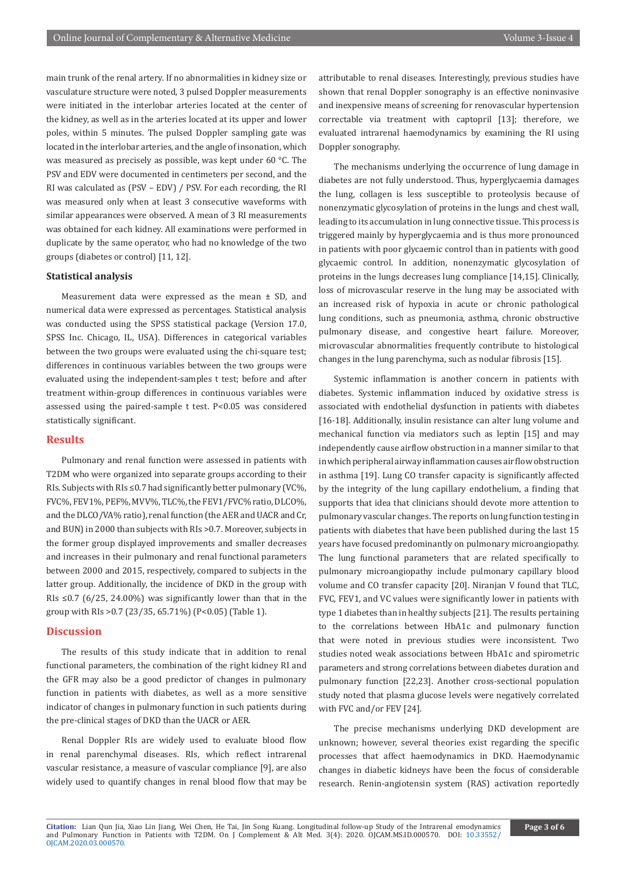main trunk of the renal artery. If no abnormalities in kidney size or vasculature structure were noted, 3 pulsed Doppler measurements were initiated in the interlobar arteries located at the center of the kidney, as well as in the arteries located at its upper and lower poles, within 5 minutes. The pulsed Doppler sampling gate was located in the interlobar arteries, and the angle of insonation, which was measured as precisely as possible, was kept under 60 °C. The PSV and EDV were documented in centimeters per second, and the RI was calculated as (PSV – EDV) / PSV. For each recording, the RI was measured only when at least 3 consecutive waveforms with similar appearances were observed. A mean of 3 RI measurements was obtained for each kidney. All examinations were performed in duplicate by the same operator, who had no knowledge of the two groups (diabetes or control) [11, 12].

### Statistical analysis

Measurement data were expressed as the mean ± SD, and numerical data were expressed as percentages. Statistical analysis was conducted using the SPSS statistical package (Version 17.0, SPSS Inc. Chicago, IL, USA). Differences in categorical variables between the two groups were evaluated using the chi-square test; differences in continuous variables between the two groups were evaluated using the independent-samples t test; before and after treatment within-group differences in continuous variables were assessed using the paired-sample t test. $P<0.05$ was considered statistically significant.

## Results

Pulmonary and renal function were assessed in patients with T2DM who were organized into separate groups according to their RIs. Subjects with RIs ≤0.7 had significantly better pulmonary (VC%, FVC%, FEV1%, PEF%, MVV%, TLC%, the FEV1/FVC% ratio, DLCO%, and the DLCO/VA% ratio), renal function (the AER and UACR and Cr, and BUN) in 2000 than subjects with RIs >0.7. Moreover, subjects in the former group displayed improvements and smaller decreases and increases in their pulmonary and renal functional parameters between 2000 and 2015, respectively, compared to subjects in the latter group. Additionally, the incidence of DKD in the group with RIs ≤0.7 (6/25, 24.00%) was significantly lower than that in the group with RIs >0.7 (23/35, 65.71%) ($P<0.05$) (Table 1).

## Discussion

The results of this study indicate that in addition to renal functional parameters, the combination of the right kidney RI and the GFR may also be a good predictor of changes in pulmonary function in patients with diabetes, as well as a more sensitive indicator of changes in pulmonary function in such patients during the pre-clinical stages of DKD than the UACR or AER.

Renal Doppler RIs are widely used to evaluate blood flow in renal parenchymal diseases. RIs, which reflect intrarenal vascular resistance, a measure of vascular compliance [9], are also widely used to quantify changes in renal blood flow that may be attributable to renal diseases. Interestingly, previous studies have shown that renal Doppler sonography is an effective noninvasive and inexpensive means of screening for renovascular hypertension correctable via treatment with captopril [13]; therefore, we evaluated intrarenal haemodynamics by examining the RI using Doppler sonography.

The mechanisms underlying the occurrence of lung damage in diabetes are not fully understood. Thus, hyperglycaemia damages the lung, collagen is less susceptible to proteolysis because of nonenzymatic glycosylation of proteins in the lungs and chest wall, leading to its accumulation in lung connective tissue. This process is triggered mainly by hyperglycaemia and is thus more pronounced in patients with poor glycaemic control than in patients with good glycaemic control. In addition, nonenzymatic glycosylation of proteins in the lungs decreases lung compliance [14,15]. Clinically, loss of microvascular reserve in the lung may be associated with an increased risk of hypoxia in acute or chronic pathological lung conditions, such as pneumonia, asthma, chronic obstructive pulmonary disease, and congestive heart failure. Moreover, microvascular abnormalities frequently contribute to histological changes in the lung parenchyma, such as nodular fibrosis [15].

Systemic inflammation is another concern in patients with diabetes. Systemic inflammation induced by oxidative stress is associated with endothelial dysfunction in patients with diabetes [16-18]. Additionally, insulin resistance can alter lung volume and mechanical function via mediators such as leptin [15] and may independently cause airflow obstruction in a manner similar to that in which peripheral airway inflammation causes airflow obstruction in asthma [19]. Lung CO transfer capacity is significantly affected by the integrity of the lung capillary endothelium, a finding that supports that idea that clinicians should devote more attention to pulmonary vascular changes. The reports on lung function testing in patients with diabetes that have been published during the last 15 years have focused predominantly on pulmonary microangiopathy. The lung functional parameters that are related specifically to pulmonary microangiopathy include pulmonary capillary blood volume and CO transfer capacity [20]. Niranjan V found that TLC, FVC, FEV1, and VC values were significantly lower in patients with type 1 diabetes than in healthy subjects [21]. The results pertaining to the correlations between HbA1c and pulmonary function that were noted in previous studies were inconsistent. Two studies noted weak associations between HbA1c and spirometric parameters and strong correlations between diabetes duration and pulmonary function [22,23]. Another cross-sectional population study noted that plasma glucose levels were negatively correlated with FVC and/or FEV [24].

The precise mechanisms underlying DKD development are unknown; however, several theories exist regarding the specific processes that affect haemodynamics in DKD. Haemodynamic changes in diabetic kidneys have been the focus of considerable research. Renin-angiotensin system (RAS) activation reportedly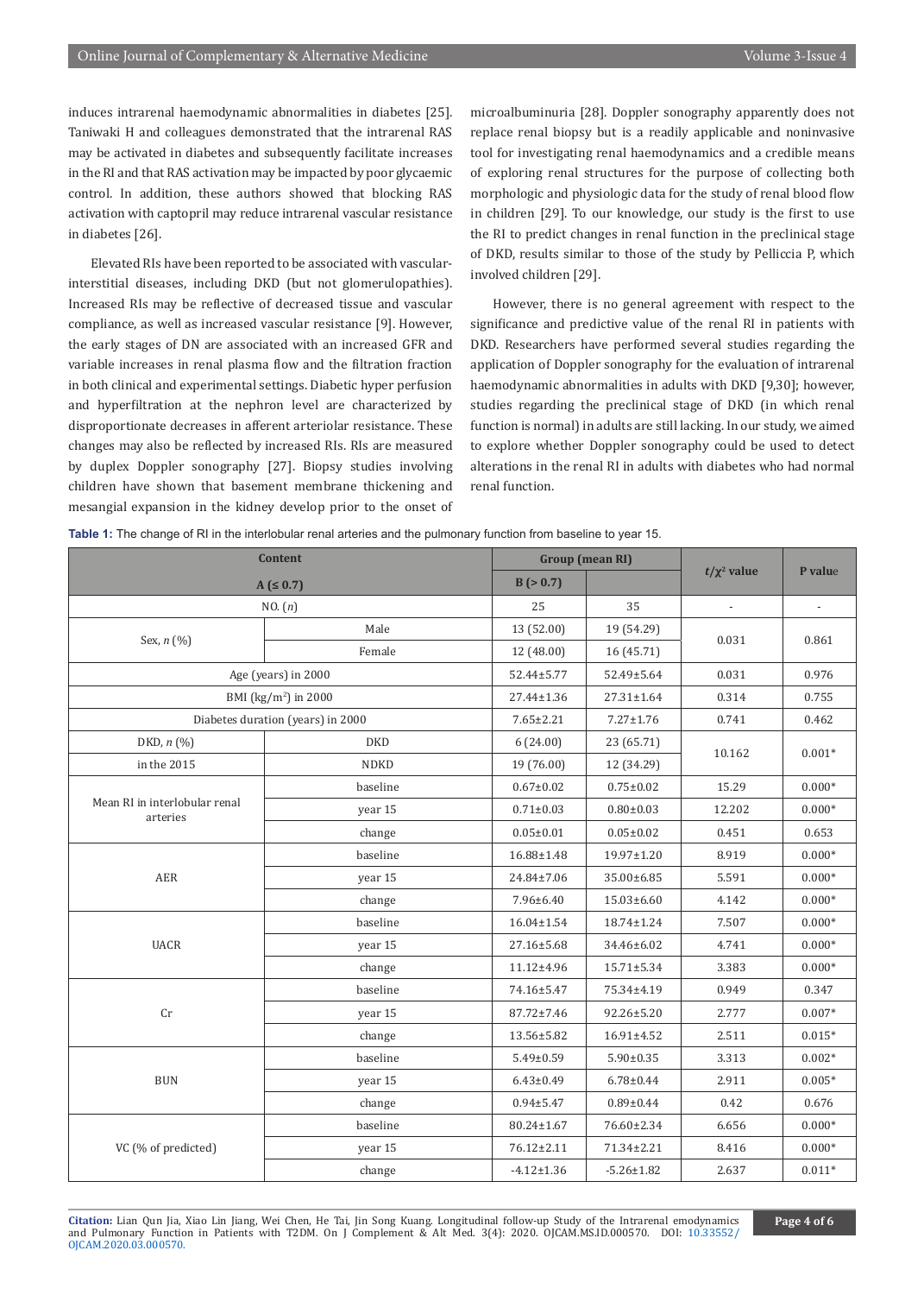induces intrarenal haemodynamic abnormalities in diabetes [25]. Taniwaki H and colleagues demonstrated that the intrarenal RAS may be activated in diabetes and subsequently facilitate increases in the RI and that RAS activation may be impacted by poor glycaemic control. In addition, these authors showed that blocking RAS activation with captopril may reduce intrarenal vascular resistance in diabetes [26].

Elevated RIs have been reported to be associated with vascular-interstitial diseases, including DKD (but not glomerulopathies). Increased RIs may be reflective of decreased tissue and vascular compliance, as well as increased vascular resistance [9]. However, the early stages of DN are associated with an increased GFR and variable increases in renal plasma flow and the filtration fraction in both clinical and experimental settings. Diabetic hyper perfusion and hyperfiltration at the nephron level are characterized by disproportionate decreases in afferent arteriolar resistance. These changes may also be reflected by increased RIs. RIs are measured by duplex Doppler sonography [27]. Biopsy studies involving children have shown that basement membrane thickening and mesangial expansion in the kidney develop prior to the onset of microalbuminuria [28]. Doppler sonography apparently does not replace renal biopsy but is a readily applicable and noninvasive tool for investigating renal haemodynamics and a credible means of exploring renal structures for the purpose of collecting both morphologic and physiologic data for the study of renal blood flow in children [29]. To our knowledge, our study is the first to use the RI to predict changes in renal function in the preclinical stage of DKD, results similar to those of the study by Pelliccia P, which involved children [29].

However, there is no general agreement with respect to the significance and predictive value of the renal RI in patients with DKD. Researchers have performed several studies regarding the application of Doppler sonography for the evaluation of intrarenal haemodynamic abnormalities in adults with DKD [9,30]; however, studies regarding the preclinical stage of DKD (in which renal function is normal) in adults are still lacking. In our study, we aimed to explore whether Doppler sonography could be used to detect alterations in the renal RI in adults with diabetes who had normal renal function.

**Table 1:** The change of RI in the interlobular renal arteries and the pulmonary function from baseline to year 15.

| Content | | Group (mean RI) | | $t/\chi^2$ value | P value |
|---|---|---|---|---|---|
| A (≤ 0.7) | | B (> 0.7) | | | |
| NO. (*n*) | | 25 | 35 | - | - |
| Sex, *n* (%) | Male | 13 (52.00) | 19 (54.29) | 0.031 | 0.861 |
| | Female | 12 (48.00) | 16 (45.71) | | |
| Age (years) in 2000 | | 52.44±5.77 | 52.49±5.64 | 0.031 | 0.976 |
| BMI (kg/m$^2$) in 2000 | | 27.44±1.36 | 27.31±1.64 | 0.314 | 0.755 |
| Diabetes duration (years) in 2000 | | 7.65±2.21 | 7.27±1.76 | 0.741 | 0.462 |
| DKD, *n* (%) in the 2015 | DKD | 6 (24.00) | 23 (65.71) | 10.162 | 0.001* |
| | NDKD | 19 (76.00) | 12 (34.29) | | |
| Mean RI in interlobular renal arteries | baseline | 0.67±0.02 | 0.75±0.02 | 15.29 | 0.000* |
| | year 15 | 0.71±0.03 | 0.80±0.03 | 12.202 | 0.000* |
| | change | 0.05±0.01 | 0.05±0.02 | 0.451 | 0.653 |
| AER | baseline | 16.88±1.48 | 19.97±1.20 | 8.919 | 0.000* |
| | year 15 | 24.84±7.06 | 35.00±6.85 | 5.591 | 0.000* |
| | change | 7.96±6.40 | 15.03±6.60 | 4.142 | 0.000* |
| UACR | baseline | 16.04±1.54 | 18.74±1.24 | 7.507 | 0.000* |
| | year 15 | 27.16±5.68 | 34.46±6.02 | 4.741 | 0.000* |
| | change | 11.12±4.96 | 15.71±5.34 | 3.383 | 0.000* |
| Cr | baseline | 74.16±5.47 | 75.34±4.19 | 0.949 | 0.347 |
| | year 15 | 87.72±7.46 | 92.26±5.20 | 2.777 | 0.007* |
| | change | 13.56±5.82 | 16.91±4.52 | 2.511 | 0.015* |
| BUN | baseline | 5.49±0.59 | 5.90±0.35 | 3.313 | 0.002* |
| | year 15 | 6.43±0.49 | 6.78±0.44 | 2.911 | 0.005* |
| | change | 0.94±5.47 | 0.89±0.44 | 0.42 | 0.676 |
| VC (% of predicted) | baseline | 80.24±1.67 | 76.60±2.34 | 6.656 | 0.000* |
| | year 15 | 76.12±2.11 | 71.34±2.21 | 8.416 | 0.000* |
| | change | -4.12±1.36 | -5.26±1.82 | 2.637 | 0.011* |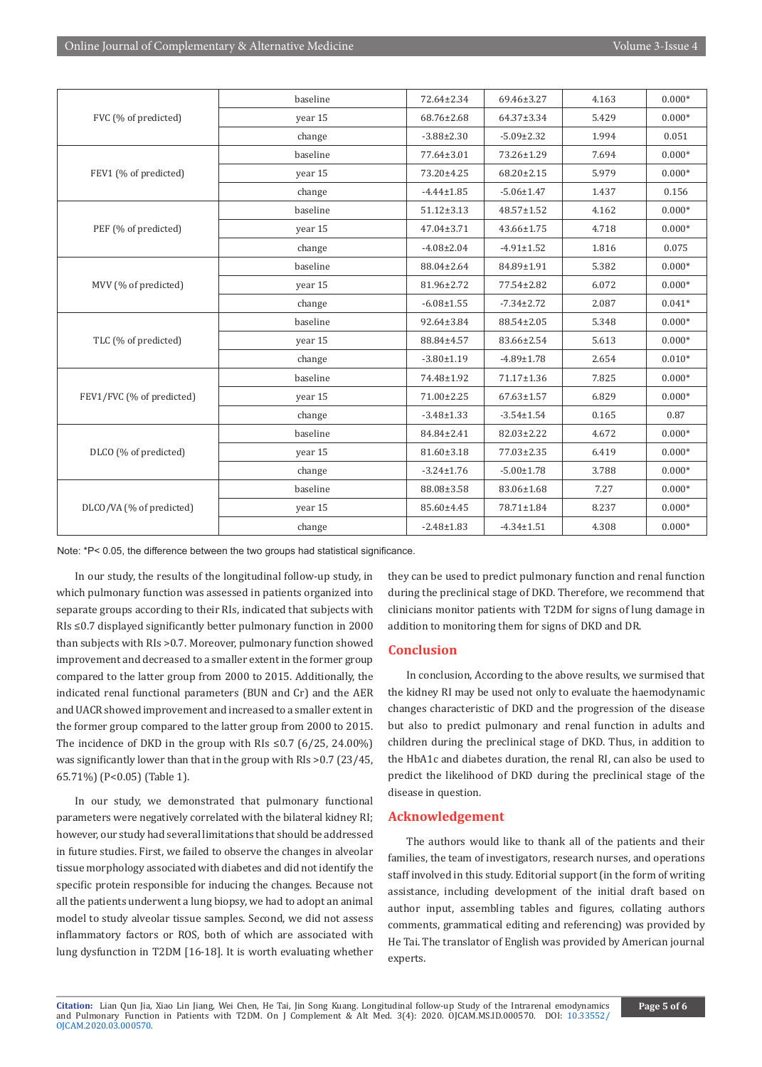| | | | | | |
|---|---|---|---|---|---|
| FVC (% of predicted) | baseline | 72.64±2.34 | 69.46±3.27 | 4.163 | 0.000* |
| | year 15 | 68.76±2.68 | 64.37±3.34 | 5.429 | 0.000* |
| | change | -3.88±2.30 | -5.09±2.32 | 1.994 | 0.051 |
| FEV1 (% of predicted) | baseline | 77.64±3.01 | 73.26±1.29 | 7.694 | 0.000* |
| | year 15 | 73.20±4.25 | 68.20±2.15 | 5.979 | 0.000* |
| | change | -4.44±1.85 | -5.06±1.47 | 1.437 | 0.156 |
| PEF (% of predicted) | baseline | 51.12±3.13 | 48.57±1.52 | 4.162 | 0.000* |
| | year 15 | 47.04±3.71 | 43.66±1.75 | 4.718 | 0.000* |
| | change | -4.08±2.04 | -4.91±1.52 | 1.816 | 0.075 |
| MVV (% of predicted) | baseline | 88.04±2.64 | 84.89±1.91 | 5.382 | 0.000* |
| | year 15 | 81.96±2.72 | 77.54±2.82 | 6.072 | 0.000* |
| | change | -6.08±1.55 | -7.34±2.72 | 2.087 | 0.041* |
| TLC (% of predicted) | baseline | 92.64±3.84 | 88.54±2.05 | 5.348 | 0.000* |
| | year 15 | 88.84±4.57 | 83.66±2.54 | 5.613 | 0.000* |
| | change | -3.80±1.19 | -4.89±1.78 | 2.654 | 0.010* |
| FEV1/FVC (% of predicted) | baseline | 74.48±1.92 | 71.17±1.36 | 7.825 | 0.000* |
| | year 15 | 71.00±2.25 | 67.63±1.57 | 6.829 | 0.000* |
| | change | -3.48±1.33 | -3.54±1.54 | 0.165 | 0.87 |
| DLCO (% of predicted) | baseline | 84.84±2.41 | 82.03±2.22 | 4.672 | 0.000* |
| | year 15 | 81.60±3.18 | 77.03±2.35 | 6.419 | 0.000* |
| | change | -3.24±1.76 | -5.00±1.78 | 3.788 | 0.000* |
| DLCO/VA (% of predicted) | baseline | 88.08±3.58 | 83.06±1.68 | 7.27 | 0.000* |
| | year 15 | 85.60±4.45 | 78.71±1.84 | 8.237 | 0.000* |
| | change | -2.48±1.83 | -4.34±1.51 | 4.308 | 0.000* |

Note: *P< 0.05, the difference between the two groups had statistical significance.

In our study, the results of the longitudinal follow-up study, in which pulmonary function was assessed in patients organized into separate groups according to their RIs, indicated that subjects with RIs ≤0.7 displayed significantly better pulmonary function in 2000 than subjects with RIs >0.7. Moreover, pulmonary function showed improvement and decreased to a smaller extent in the former group compared to the latter group from 2000 to 2015. Additionally, the indicated renal functional parameters (BUN and Cr) and the AER and UACR showed improvement and increased to a smaller extent in the former group compared to the latter group from 2000 to 2015. The incidence of DKD in the group with RIs ≤0.7 (6/25, 24.00%) was significantly lower than that in the group with RIs >0.7 (23/45, 65.71%) (P<0.05) (Table 1).

In our study, we demonstrated that pulmonary functional parameters were negatively correlated with the bilateral kidney RI; however, our study had several limitations that should be addressed in future studies. First, we failed to observe the changes in alveolar tissue morphology associated with diabetes and did not identify the specific protein responsible for inducing the changes. Because not all the patients underwent a lung biopsy, we had to adopt an animal model to study alveolar tissue samples. Second, we did not assess inflammatory factors or ROS, both of which are associated with lung dysfunction in T2DM [16-18]. It is worth evaluating whether they can be used to predict pulmonary function and renal function during the preclinical stage of DKD. Therefore, we recommend that clinicians monitor patients with T2DM for signs of lung damage in addition to monitoring them for signs of DKD and DR.

## Conclusion

In conclusion, According to the above results, we surmised that the kidney RI may be used not only to evaluate the haemodynamic changes characteristic of DKD and the progression of the disease but also to predict pulmonary and renal function in adults and children during the preclinical stage of DKD. Thus, in addition to the HbA1c and diabetes duration, the renal RI, can also be used to predict the likelihood of DKD during the preclinical stage of the disease in question.

## Acknowledgement

The authors would like to thank all of the patients and their families, the team of investigators, research nurses, and operations staff involved in this study. Editorial support (in the form of writing assistance, including development of the initial draft based on author input, assembling tables and figures, collating authors comments, grammatical editing and referencing) was provided by He Tai. The translator of English was provided by American journal experts.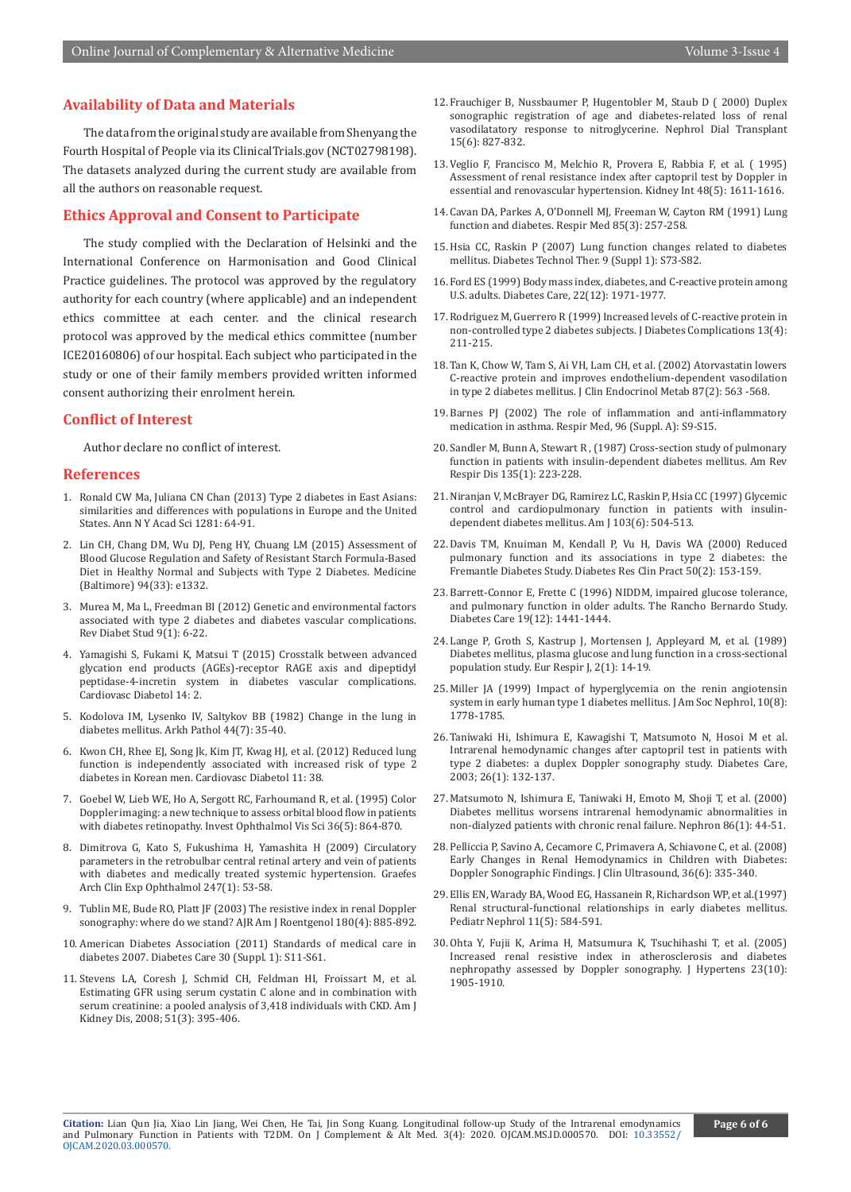## Availability of Data and Materials

The data from the original study are available from Shenyang the Fourth Hospital of People via its ClinicalTrials.gov (NCT02798198). The datasets analyzed during the current study are available from all the authors on reasonable request.

## Ethics Approval and Consent to Participate

The study complied with the Declaration of Helsinki and the International Conference on Harmonisation and Good Clinical Practice guidelines. The protocol was approved by the regulatory authority for each country (where applicable) and an independent ethics committee at each center. and the clinical research protocol was approved by the medical ethics committee (number ICE20160806) of our hospital. Each subject who participated in the study or one of their family members provided written informed consent authorizing their enrolment herein.

## Conflict of Interest

Author declare no conflict of interest.

## References

1. Ronald CW Ma, Juliana CN Chan (2013) Type 2 diabetes in East Asians: similarities and differences with populations in Europe and the United States. Ann N Y Acad Sci 1281: 64-91.
2. Lin CH, Chang DM, Wu DJ, Peng HY, Chuang LM (2015) Assessment of Blood Glucose Regulation and Safety of Resistant Starch Formula-Based Diet in Healthy Normal and Subjects with Type 2 Diabetes. Medicine (Baltimore) 94(33): e1332.
3. Murea M, Ma L, Freedman BI (2012) Genetic and environmental factors associated with type 2 diabetes and diabetes vascular complications. Rev Diabet Stud 9(1): 6-22.
4. Yamagishi S, Fukami K, Matsui T (2015) Crosstalk between advanced glycation end products (AGEs)-receptor RAGE axis and dipeptidyl peptidase-4-incretin system in diabetes vascular complications. Cardiovasc Diabetol 14: 2.
5. Kodolova IM, Lysenko IV, Saltykov BB (1982) Change in the lung in diabetes mellitus. Arkh Pathol 44(7): 35-40.
6. Kwon CH, Rhee EJ, Song Jk, Kim JT, Kwag HJ, et al. (2012) Reduced lung function is independently associated with increased risk of type 2 diabetes in Korean men. Cardiovasc Diabetol 11: 38.
7. Goebel W, Lieb WE, Ho A, Sergott RC, Farhoumand R, et al. (1995) Color Doppler imaging: a new technique to assess orbital blood flow in patients with diabetes retinopathy. Invest Ophthalmol Vis Sci 36(5): 864-870.
8. Dimitrova G, Kato S, Fukushima H, Yamashita H (2009) Circulatory parameters in the retrobulbar central retinal artery and vein of patients with diabetes and medically treated systemic hypertension. Graefes Arch Clin Exp Ophthalmol 247(1): 53-58.
9. Tublin ME, Bude RO, Platt JF (2003) The resistive index in renal Doppler sonography: where do we stand? AJR Am J Roentgenol 180(4): 885-892.
10. American Diabetes Association (2011) Standards of medical care in diabetes 2007. Diabetes Care 30 (Suppl. 1): S11-S61.
11. Stevens LA, Coresh J, Schmid CH, Feldman HI, Froissart M, et al. Estimating GFR using serum cystatin C alone and in combination with serum creatinine: a pooled analysis of 3,418 individuals with CKD. Am J Kidney Dis, 2008; 51(3): 395-406.
12. Frauchiger B, Nussbaumer P, Hugentobler M, Staub D ( 2000) Duplex sonographic registration of age and diabetes-related loss of renal vasodilatatory response to nitroglycerine. Nephrol Dial Transplant 15(6): 827-832.
13. Veglio F, Francisco M, Melchio R, Provera E, Rabbia F, et al. ( 1995) Assessment of renal resistance index after captopril test by Doppler in essential and renovascular hypertension. Kidney Int 48(5): 1611-1616.
14. Cavan DA, Parkes A, O'Donnell MJ, Freeman W, Cayton RM (1991) Lung function and diabetes. Respir Med 85(3): 257-258.
15. Hsia CC, Raskin P (2007) Lung function changes related to diabetes mellitus. Diabetes Technol Ther. 9 (Suppl 1): S73-S82.
16. Ford ES (1999) Body mass index, diabetes, and C-reactive protein among U.S. adults. Diabetes Care, 22(12): 1971-1977.
17. Rodriguez M, Guerrero R (1999) Increased levels of C-reactive protein in non-controlled type 2 diabetes subjects. J Diabetes Complications 13(4): 211-215.
18. Tan K, Chow W, Tam S, Ai VH, Lam CH, et al. (2002) Atorvastatin lowers C-reactive protein and improves endothelium-dependent vasodilation in type 2 diabetes mellitus. J Clin Endocrinol Metab 87(2): 563 -568.
19. Barnes PJ (2002) The role of inflammation and anti-inflammatory medication in asthma. Respir Med, 96 (Suppl. A): S9-S15.
20. Sandler M, Bunn A, Stewart R , (1987) Cross-section study of pulmonary function in patients with insulin-dependent diabetes mellitus. Am Rev Respir Dis 135(1): 223-228.
21. Niranjan V, McBrayer DG, Ramirez LC, Raskin P, Hsia CC (1997) Glycemic control and cardiopulmonary function in patients with insulin-dependent diabetes mellitus. Am J 103(6): 504-513.
22. Davis TM, Knuiman M, Kendall P, Vu H, Davis WA (2000) Reduced pulmonary function and its associations in type 2 diabetes: the Fremantle Diabetes Study. Diabetes Res Clin Pract 50(2): 153-159.
23. Barrett-Connor E, Frette C (1996) NIDDM, impaired glucose tolerance, and pulmonary function in older adults. The Rancho Bernardo Study. Diabetes Care 19(12): 1441-1444.
24. Lange P, Groth S, Kastrup J, Mortensen J, Appleyard M, et al. (1989) Diabetes mellitus, plasma glucose and lung function in a cross-sectional population study. Eur Respir J, 2(1): 14-19.
25. Miller JA (1999) Impact of hyperglycemia on the renin angiotensin system in early human type 1 diabetes mellitus. J Am Soc Nephrol, 10(8): 1778-1785.
26. Taniwaki Hi, Ishimura E, Kawagishi T, Matsumoto N, Hosoi M et al. Intrarenal hemodynamic changes after captopril test in patients with type 2 diabetes: a duplex Doppler sonography study. Diabetes Care, 2003; 26(1): 132-137.
27. Matsumoto N, Ishimura E, Taniwaki H, Emoto M, Shoji T, et al. (2000) Diabetes mellitus worsens intrarenal hemodynamic abnormalities in non-dialyzed patients with chronic renal failure. Nephron 86(1): 44-51.
28. Pelliccia P, Savino A, Cecamore C, Primavera A, Schiavone C, et al. (2008) Early Changes in Renal Hemodynamics in Children with Diabetes: Doppler Sonographic Findings. J Clin Ultrasound, 36(6): 335-340.
29. Ellis EN, Warady BA, Wood EG, Hassanein R, Richardson WP, et al.(1997) Renal structural-functional relationships in early diabetes mellitus. Pediatr Nephrol 11(5): 584-591.
30. Ohta Y, Fujii K, Arima H, Matsumura K, Tsuchihashi T, et al. (2005) Increased renal resistive index in atherosclerosis and diabetes nephropathy assessed by Doppler sonography. J Hypertens 23(10): 1905-1910.